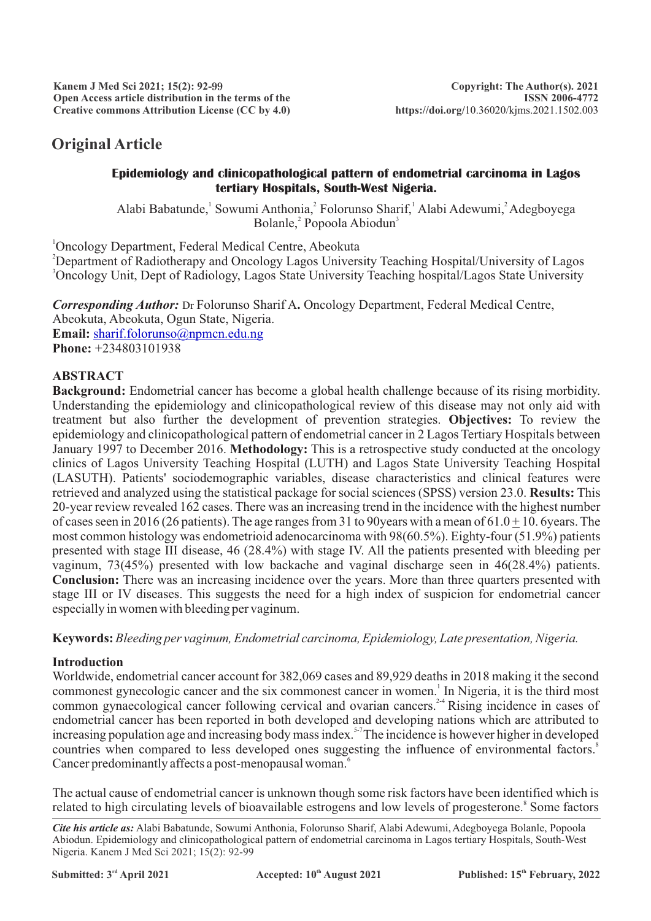# Original Article

## Epidemiology and clinicopathological pattern of endometrial carcinoma in Lagos tertiary Hospitals, South-West Nigeria.

Alabi Babatunde,[1] Sowumi Anthonia,[2] Folorunso Sharif,[1] Alabi Adewumi,[2] Adegboyega Bolanle,[2] Popoola Abiodun[3]

[1]Oncology Department, Federal Medical Centre, Abeokuta
[2]Department of Radiotherapy and Oncology Lagos University Teaching Hospital/University of Lagos
[3]Oncology Unit, Dept of Radiology, Lagos State University Teaching hospital/Lagos State University

***Corresponding Author:*** Dr Folorunso Sharif A**.** Oncology Department, Federal Medical Centre, Abeokuta, Abeokuta, Ogun State, Nigeria.
**Email:** sharif.folorunso@npmcn.edu.ng
**Phone:** +234803101938

## ABSTRACT

**Background:** Endometrial cancer has become a global health challenge because of its rising morbidity. Understanding the epidemiology and clinicopathological review of this disease may not only aid with treatment but also further the development of prevention strategies. **Objectives:** To review the epidemiology and clinicopathological pattern of endometrial cancer in 2 Lagos Tertiary Hospitals between January 1997 to December 2016. **Methodology:** This is a retrospective study conducted at the oncology clinics of Lagos University Teaching Hospital (LUTH) and Lagos State University Teaching Hospital (LASUTH). Patients' sociodemographic variables, disease characteristics and clinical features were retrieved and analyzed using the statistical package for social sciences (SPSS) version 23.0. **Results:** This 20-year review revealed 162 cases. There was an increasing trend in the incidence with the highest number of cases seen in 2016 (26 patients). The age ranges from 31 to 90years with a mean of 61.0 $\pm$ 10. 6years. The most common histology was endometrioid adenocarcinoma with 98(60.5%). Eighty-four (51.9%) patients presented with stage III disease, 46 (28.4%) with stage IV. All the patients presented with bleeding per vaginum, 73(45%) presented with low backache and vaginal discharge seen in 46(28.4%) patients. **Conclusion:** There was an increasing incidence over the years. More than three quarters presented with stage III or IV diseases. This suggests the need for a high index of suspicion for endometrial cancer especially in women with bleeding per vaginum.

**Keywords:** *Bleeding per vaginum, Endometrial carcinoma, Epidemiology, Late presentation, Nigeria.*

## Introduction

Worldwide, endometrial cancer account for 382,069 cases and 89,929 deaths in 2018 making it the second commonest gynecologic cancer and the six commonest cancer in women.[1] In Nigeria, it is the third most common gynaecological cancer following cervical and ovarian cancers.[2-4] Rising incidence in cases of endometrial cancer has been reported in both developed and developing nations which are attributed to increasing population age and increasing body mass index.[5-7] The incidence is however higher in developed countries when compared to less developed ones suggesting the influence of environmental factors.[8] Cancer predominantly affects a post-menopausal woman.[6]

The actual cause of endometrial cancer is unknown though some risk factors have been identified which is related to high circulating levels of bioavailable estrogens and low levels of progesterone.[8] Some factors

*Cite his article as:* Alabi Babatunde, Sowumi Anthonia, Folorunso Sharif, Alabi Adewumi, Adegboyega Bolanle, Popoola Abiodun. Epidemiology and clinicopathological pattern of endometrial carcinoma in Lagos tertiary Hospitals, South-West Nigeria. Kanem J Med Sci 2021; 15(2): 92-99

Submitted: 3rd April 2021 Accepted: 10th August 2021 Published: 15th February, 2022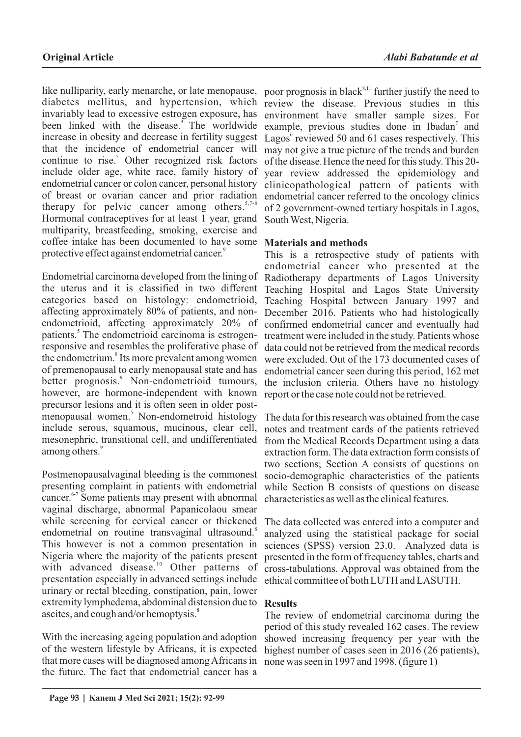like nulliparity, early menarche, or late menopause, diabetes mellitus, and hypertension, which invariably lead to excessive estrogen exposure, has been linked with the disease.[9] The worldwide increase in obesity and decrease in fertility suggest that the incidence of endometrial cancer will continue to rise.[5] Other recognized risk factors include older age, white race, family history of endometrial cancer or colon cancer, personal history of breast or ovarian cancer and prior radiation therapy for pelvic cancer among others.[5,7-8] Hormonal contraceptives for at least 1 year, grand multiparity, breastfeeding, smoking, exercise and coffee intake has been documented to have some protective effect against endometrial cancer.[9]

Endometrial carcinoma developed from the lining of the uterus and it is classified in two different categories based on histology: endometrioid, affecting approximately 80% of patients, and non-endometrioid, affecting approximately 20% of patients.[5] The endometrioid carcinoma is estrogen-responsive and resembles the proliferative phase of the endometrium.[8] Its more prevalent among women of premenopausal to early menopausal state and has better prognosis.[9] Non-endometrioid tumours, however, are hormone-independent with known precursor lesions and it is often seen in older post-menopausal women.[5] Non-endometroid histology include serous, squamous, mucinous, clear cell, mesonephric, transitional cell, and undifferentiated among others.[9]

Postmenopausalvaginal bleeding is the commonest presenting complaint in patients with endometrial cancer.[6-7] Some patients may present with abnormal vaginal discharge, abnormal Papanicolaou smear while screening for cervical cancer or thickened endometrial on routine transvaginal ultrasound.[8] This however is not a common presentation in Nigeria where the majority of the patients present with advanced disease.[10] Other patterns of presentation especially in advanced settings include urinary or rectal bleeding, constipation, pain, lower extremity lymphedema, abdominal distension due to ascites, and cough and/or hemoptysis.[8]

With the increasing ageing population and adoption of the western lifestyle by Africans, it is expected that more cases will be diagnosed among Africans in the future. The fact that endometrial cancer has a poor prognosis in black[8,11] further justify the need to review the disease. Previous studies in this environment have smaller sample sizes. For example, previous studies done in Ibadan[7] and Lagos[6] reviewed 50 and 61 cases respectively. This may not give a true picture of the trends and burden of the disease. Hence the need for this study. This 20-year review addressed the epidemiology and clinicopathological pattern of patients with endometrial cancer referred to the oncology clinics of 2 government-owned tertiary hospitals in Lagos, South West, Nigeria.

## Materials and methods

This is a retrospective study of patients with endometrial cancer who presented at the Radiotherapy departments of Lagos University Teaching Hospital and Lagos State University Teaching Hospital between January 1997 and December 2016. Patients who had histologically confirmed endometrial cancer and eventually had treatment were included in the study. Patients whose data could not be retrieved from the medical records were excluded. Out of the 173 documented cases of endometrial cancer seen during this period, 162 met the inclusion criteria. Others have no histology report or the case note could not be retrieved.

The data for this research was obtained from the case notes and treatment cards of the patients retrieved from the Medical Records Department using a data extraction form. The data extraction form consists of two sections; Section A consists of questions on socio-demographic characteristics of the patients while Section B consists of questions on disease characteristics as well as the clinical features.

The data collected was entered into a computer and analyzed using the statistical package for social sciences (SPSS) version 23.0. Analyzed data is presented in the form of frequency tables, charts and cross-tabulations. Approval was obtained from the ethical committee of both LUTH and LASUTH.

## Results

The review of endometrial carcinoma during the period of this study revealed 162 cases. The review showed increasing frequency per year with the highest number of cases seen in 2016 (26 patients), none was seen in 1997 and 1998. (figure 1)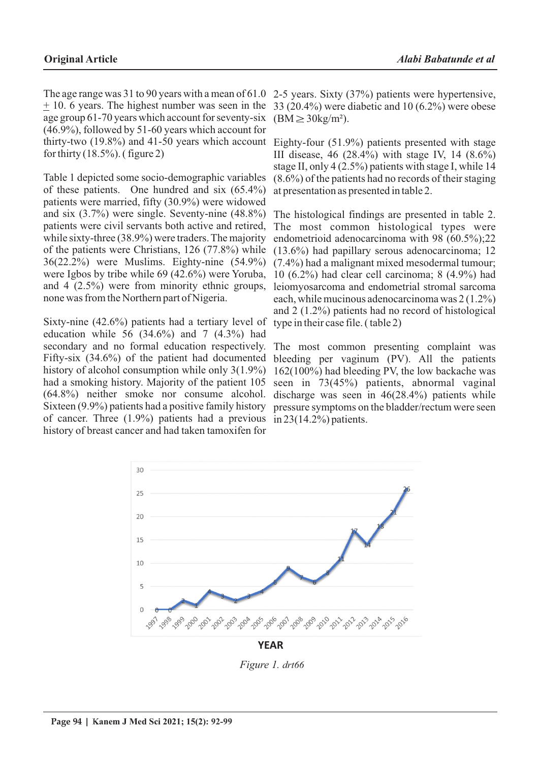The age range was 31 to 90 years with a mean of 61.0 ± 10. 6 years. The highest number was seen in the age group 61-70 years which account for seventy-six (46.9%), followed by 51-60 years which account for thirty-two (19.8%) and 41-50 years which account for thirty (18.5%). ( figure 2)

Table 1 depicted some socio-demographic variables of these patients. One hundred and six (65.4%) patients were married, fifty (30.9%) were widowed and six (3.7%) were single. Seventy-nine (48.8%) patients were civil servants both active and retired, while sixty-three (38.9%) were traders. The majority of the patients were Christians, 126 (77.8%) while 36(22.2%) were Muslims. Eighty-nine (54.9%) were Igbos by tribe while 69 (42.6%) were Yoruba, and 4 (2.5%) were from minority ethnic groups, none was from the Northern part of Nigeria.

Sixty-nine (42.6%) patients had a tertiary level of education while 56 (34.6%) and 7 (4.3%) had secondary and no formal education respectively. Fifty-six (34.6%) of the patient had documented history of alcohol consumption while only 3(1.9%) had a smoking history. Majority of the patient 105 (64.8%) neither smoke nor consume alcohol. Sixteen (9.9%) patients had a positive family history of cancer. Three (1.9%) patients had a previous history of breast cancer and had taken tamoxifen for 2-5 years. Sixty (37%) patients were hypertensive, 33 (20.4%) were diabetic and 10 (6.2%) were obese (BM ≥ 30kg/m²).

Eighty-four (51.9%) patients presented with stage III disease, 46 (28.4%) with stage IV, 14 (8.6%) stage II, only 4 (2.5%) patients with stage I, while 14 (8.6%) of the patients had no records of their staging at presentation as presented in table 2.

The histological findings are presented in table 2. The most common histological types were endometrioid adenocarcinoma with 98 (60.5%);22 (13.6%) had papillary serous adenocarcinoma; 12 (7.4%) had a malignant mixed mesodermal tumour; 10 (6.2%) had clear cell carcinoma; 8 (4.9%) had leiomyosarcoma and endometrial stromal sarcoma each, while mucinous adenocarcinoma was 2 (1.2%) and 2 (1.2%) patients had no record of histological type in their case file. ( table 2)

The most common presenting complaint was bleeding per vaginum (PV). All the patients 162(100%) had bleeding PV, the low backache was seen in 73(45%) patients, abnormal vaginal discharge was seen in 46(28.4%) patients while pressure symptoms on the bladder/rectum were seen in 23(14.2%) patients.

| YEAR | 1997 | 1998 | 1999 | 2000 | 2001 | 2002 | 2003 | 2004 | 2005 | 2006 | 2007 | 2008 | 2009 | 2010 | 2011 | 2012 | 2013 | 2014 | 2015 | 2016 |
|---|---|---|---|---|---|---|---|---|---|---|---|---|---|---|---|---|---|---|---|---|
| Value | 0 | 0 | 2 | 1 | 4 | 3 | 2 | 3 | 4 | 6 | 9 | 7 | 6 | 8 | 11 | 17 | 14 | 18 | 21 | 26 |

*Figure 1. drt66*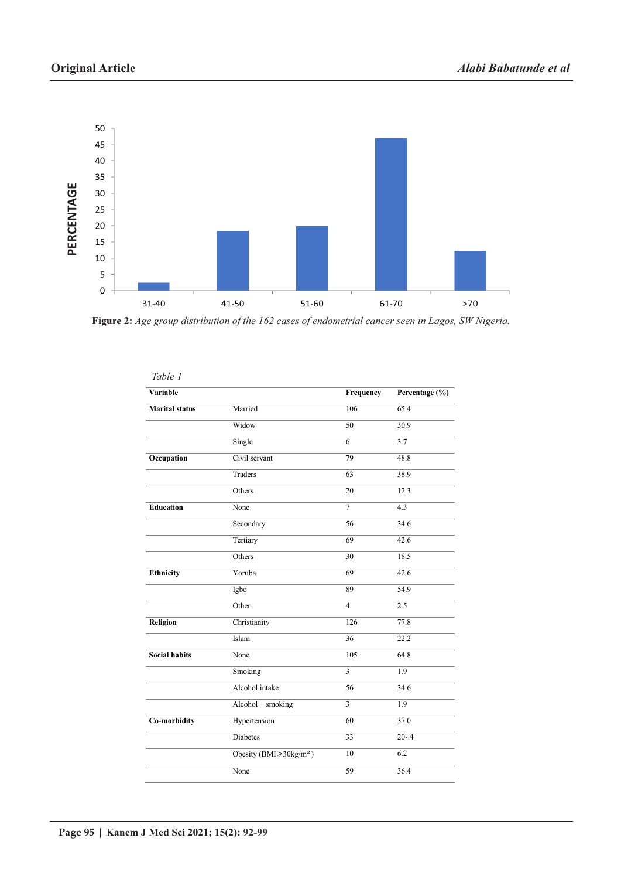**Figure 2:** *Age group distribution of the 162 cases of endometrial cancer seen in Lagos, SW Nigeria.*

*Table 1*

| Variable | | Frequency | Percentage (%) |
|---|---|---|---|
| **Marital status** | Married | 106 | 65.4 |
| | Widow | 50 | 30.9 |
| | Single | 6 | 3.7 |
| **Occupation** | Civil servant | 79 | 48.8 |
| | Traders | 63 | 38.9 |
| | Others | 20 | 12.3 |
| **Education** | None | 7 | 4.3 |
| | Secondary | 56 | 34.6 |
| | Tertiary | 69 | 42.6 |
| | Others | 30 | 18.5 |
| **Ethnicity** | Yoruba | 69 | 42.6 |
| | Igbo | 89 | 54.9 |
| | Other | 4 | 2.5 |
| **Religion** | Christianity | 126 | 77.8 |
| | Islam | 36 | 22.2 |
| **Social habits** | None | 105 | 64.8 |
| | Smoking | 3 | 1.9 |
| | Alcohol intake | 56 | 34.6 |
| | Alcohol + smoking | 3 | 1.9 |
| **Co-morbidity** | Hypertension | 60 | 37.0 |
| | Diabetes | 33 | 20-.4 |
| | Obesity (BMI≥30kg/m²) | 10 | 6.2 |
| | None | 59 | 36.4 |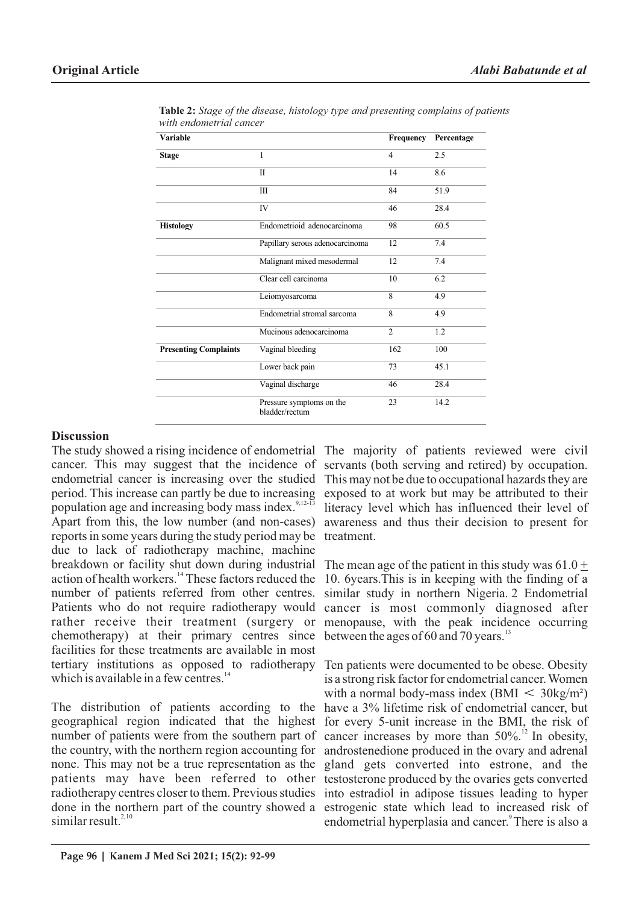**Table 2:** *Stage of the disease, histology type and presenting complains of patients with endometrial cancer*

| Variable | | Frequency | Percentage |
|---|---|---|---|
| **Stage** | 1 | 4 | 2.5 |
| | II | 14 | 8.6 |
| | III | 84 | 51.9 |
| | IV | 46 | 28.4 |
| **Histology** | Endometrioid adenocarcinoma | 98 | 60.5 |
| | Papillary serous adenocarcinoma | 12 | 7.4 |
| | Malignant mixed mesodermal | 12 | 7.4 |
| | Clear cell carcinoma | 10 | 6.2 |
| | Leiomyosarcoma | 8 | 4.9 |
| | Endometrial stromal sarcoma | 8 | 4.9 |
| | Mucinous adenocarcinoma | 2 | 1.2 |
| **Presenting Complaints** | Vaginal bleeding | 162 | 100 |
| | Lower back pain | 73 | 45.1 |
| | Vaginal discharge | 46 | 28.4 |
| | Pressure symptoms on the bladder/rectum | 23 | 14.2 |

## Discussion

The study showed a rising incidence of endometrial cancer. This may suggest that the incidence of endometrial cancer is increasing over the studied period. This increase can partly be due to increasing population age and increasing body mass index.[9,12-13] Apart from this, the low number (and non-cases) reports in some years during the study period may be due to lack of radiotherapy machine, machine breakdown or facility shut down during industrial action of health workers.[14] These factors reduced the number of patients referred from other centres. Patients who do not require radiotherapy would rather receive their treatment (surgery or chemotherapy) at their primary centres since facilities for these treatments are available in most tertiary institutions as opposed to radiotherapy which is available in a few centres.[14]

The distribution of patients according to the geographical region indicated that the highest number of patients were from the southern part of the country, with the northern region accounting for none. This may not be a true representation as the patients may have been referred to other radiotherapy centres closer to them. Previous studies done in the northern part of the country showed a similar result.[2,10]

The majority of patients reviewed were civil servants (both serving and retired) by occupation. This may not be due to occupational hazards they are exposed to at work but may be attributed to their literacy level which has influenced their level of awareness and thus their decision to present for treatment.

The mean age of the patient in this study was 61.0 ± 10. 6years.This is in keeping with the finding of a similar study in northern Nigeria. 2 Endometrial cancer is most commonly diagnosed after menopause, with the peak incidence occurring between the ages of 60 and 70 years.[13]

Ten patients were documented to be obese. Obesity is a strong risk factor for endometrial cancer. Women with a normal body-mass index (BMI $< 30kg/m^2$) have a 3% lifetime risk of endometrial cancer, but for every 5-unit increase in the BMI, the risk of cancer increases by more than 50%.[12] In obesity, androstenedione produced in the ovary and adrenal gland gets converted into estrone, and the testosterone produced by the ovaries gets converted into estradiol in adipose tissues leading to hyper estrogenic state which lead to increased risk of endometrial hyperplasia and cancer.[9] There is also a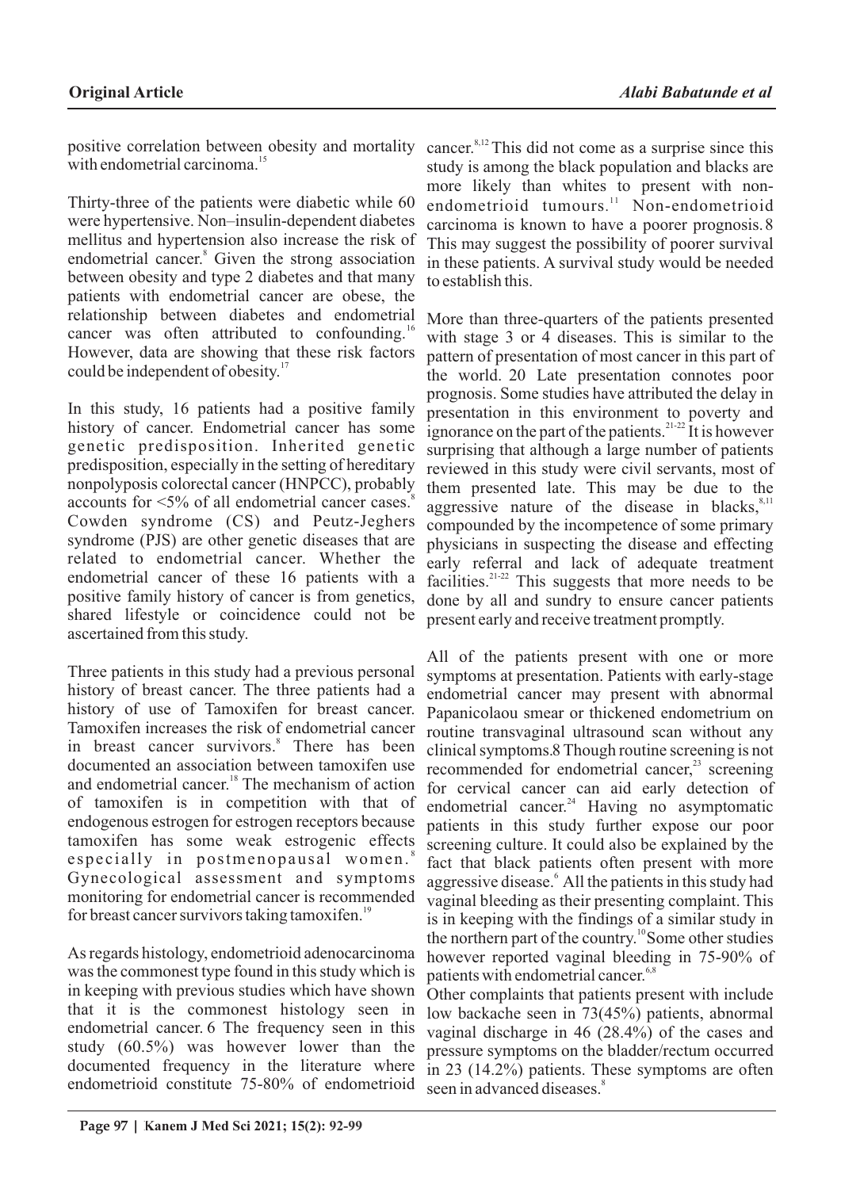positive correlation between obesity and mortality with endometrial carcinoma.[15]

Thirty-three of the patients were diabetic while 60 were hypertensive. Non–insulin-dependent diabetes mellitus and hypertension also increase the risk of endometrial cancer.[8] Given the strong association between obesity and type 2 diabetes and that many patients with endometrial cancer are obese, the relationship between diabetes and endometrial cancer was often attributed to confounding.[16] However, data are showing that these risk factors could be independent of obesity.[17]

In this study, 16 patients had a positive family history of cancer. Endometrial cancer has some genetic predisposition. Inherited genetic predisposition, especially in the setting of hereditary nonpolyposis colorectal cancer (HNPCC), probably accounts for <5% of all endometrial cancer cases.[8] Cowden syndrome (CS) and Peutz-Jeghers syndrome (PJS) are other genetic diseases that are related to endometrial cancer. Whether the endometrial cancer of these 16 patients with a positive family history of cancer is from genetics, shared lifestyle or coincidence could not be ascertained from this study.

Three patients in this study had a previous personal history of breast cancer. The three patients had a history of use of Tamoxifen for breast cancer. Tamoxifen increases the risk of endometrial cancer in breast cancer survivors.[8] There has been documented an association between tamoxifen use and endometrial cancer.[18] The mechanism of action of tamoxifen is in competition with that of endogenous estrogen for estrogen receptors because tamoxifen has some weak estrogenic effects especially in postmenopausal women.[8] Gynecological assessment and symptoms monitoring for endometrial cancer is recommended for breast cancer survivors taking tamoxifen.[19]

As regards histology, endometrioid adenocarcinoma was the commonest type found in this study which is in keeping with previous studies which have shown that it is the commonest histology seen in endometrial cancer. 6 The frequency seen in this study (60.5%) was however lower than the documented frequency in the literature where endometrioid constitute 75-80% of endometrioid cancer.[8,12] This did not come as a surprise since this study is among the black population and blacks are more likely than whites to present with non-endometrioid tumours.[11] Non-endometrioid carcinoma is known to have a poorer prognosis. 8 This may suggest the possibility of poorer survival in these patients. A survival study would be needed to establish this.

More than three-quarters of the patients presented with stage 3 or 4 diseases. This is similar to the pattern of presentation of most cancer in this part of the world. 20 Late presentation connotes poor prognosis. Some studies have attributed the delay in presentation in this environment to poverty and ignorance on the part of the patients.[21-22] It is however surprising that although a large number of patients reviewed in this study were civil servants, most of them presented late. This may be due to the aggressive nature of the disease in blacks,[8,11] compounded by the incompetence of some primary physicians in suspecting the disease and effecting early referral and lack of adequate treatment facilities.[21-22] This suggests that more needs to be done by all and sundry to ensure cancer patients present early and receive treatment promptly.

All of the patients present with one or more symptoms at presentation. Patients with early-stage endometrial cancer may present with abnormal Papanicolaou smear or thickened endometrium on routine transvaginal ultrasound scan without any clinical symptoms.8 Though routine screening is not recommended for endometrial cancer,[23] screening for cervical cancer can aid early detection of endometrial cancer.[24] Having no asymptomatic patients in this study further expose our poor screening culture. It could also be explained by the fact that black patients often present with more aggressive disease.[6] All the patients in this study had vaginal bleeding as their presenting complaint. This is in keeping with the findings of a similar study in the northern part of the country.[10] Some other studies however reported vaginal bleeding in 75-90% of patients with endometrial cancer.[6,8]

Other complaints that patients present with include low backache seen in 73(45%) patients, abnormal vaginal discharge in 46 (28.4%) of the cases and pressure symptoms on the bladder/rectum occurred in 23 (14.2%) patients. These symptoms are often seen in advanced diseases.[8]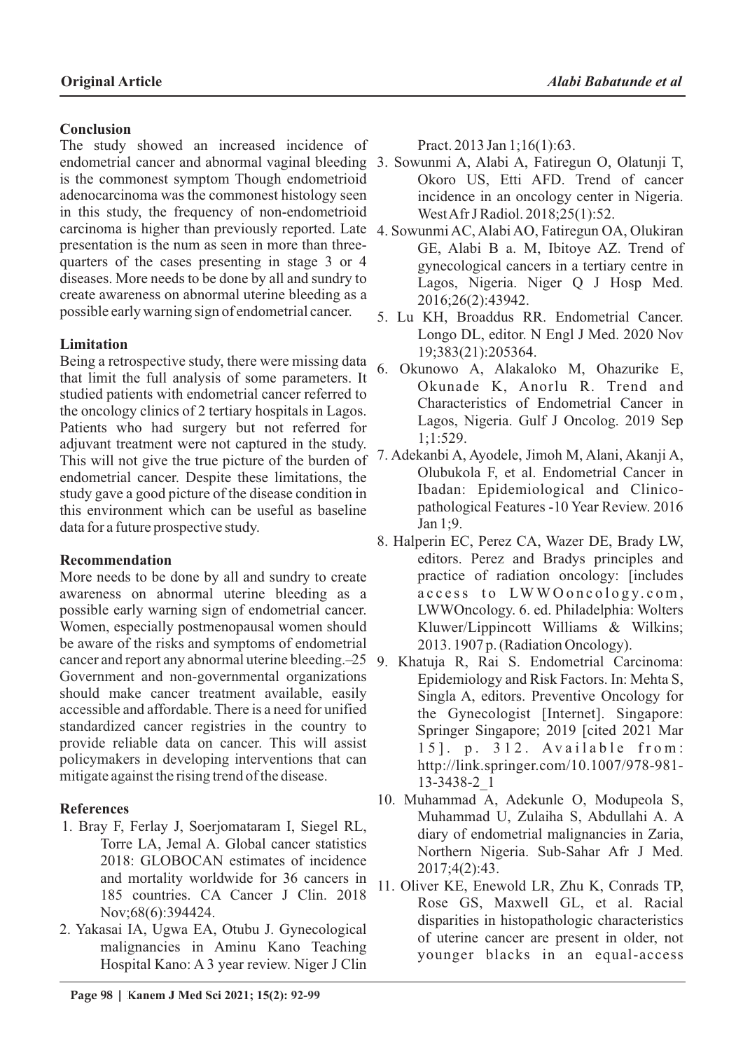**Conclusion**

The study showed an increased incidence of endometrial cancer and abnormal vaginal bleeding is the commonest symptom Though endometrioid adenocarcinoma was the commonest histology seen in this study, the frequency of non-endometrioid carcinoma is higher than previously reported. Late presentation is the num as seen in more than three-quarters of the cases presenting in stage 3 or 4 diseases. More needs to be done by all and sundry to create awareness on abnormal uterine bleeding as a possible early warning sign of endometrial cancer.

**Limitation**

Being a retrospective study, there were missing data that limit the full analysis of some parameters. It studied patients with endometrial cancer referred to the oncology clinics of 2 tertiary hospitals in Lagos. Patients who had surgery but not referred for adjuvant treatment were not captured in the study. This will not give the true picture of the burden of endometrial cancer. Despite these limitations, the study gave a good picture of the disease condition in this environment which can be useful as baseline data for a future prospective study.

**Recommendation**

More needs to be done by all and sundry to create awareness on abnormal uterine bleeding as a possible early warning sign of endometrial cancer. Women, especially postmenopausal women should be aware of the risks and symptoms of endometrial cancer and report any abnormal uterine bleeding.–25 Government and non-governmental organizations should make cancer treatment available, easily accessible and affordable. There is a need for unified standardized cancer registries in the country to provide reliable data on cancer. This will assist policymakers in developing interventions that can mitigate against the rising trend of the disease.

**References**

1. Bray F, Ferlay J, Soerjomataram I, Siegel RL, Torre LA, Jemal A. Global cancer statistics 2018: GLOBOCAN estimates of incidence and mortality worldwide for 36 cancers in 185 countries. CA Cancer J Clin. 2018 Nov;68(6):394424.
2. Yakasai IA, Ugwa EA, Otubu J. Gynecological malignancies in Aminu Kano Teaching Hospital Kano: A 3 year review. Niger J Clin Pract. 2013 Jan 1;16(1):63.
3. Sowunmi A, Alabi A, Fatiregun O, Olatunji T, Okoro US, Etti AFD. Trend of cancer incidence in an oncology center in Nigeria. West Afr J Radiol. 2018;25(1):52.
4. Sowunmi AC, Alabi AO, Fatiregun OA, Olukiran GE, Alabi B a. M, Ibitoye AZ. Trend of gynecological cancers in a tertiary centre in Lagos, Nigeria. Niger Q J Hosp Med. 2016;26(2):43942.
5. Lu KH, Broaddus RR. Endometrial Cancer. Longo DL, editor. N Engl J Med. 2020 Nov 19;383(21):205364.
6. Okunowo A, Alakaloko M, Ohazurike E, Okunade K, Anorlu R. Trend and Characteristics of Endometrial Cancer in Lagos, Nigeria. Gulf J Oncolog. 2019 Sep 1;1:529.
7. Adekanbi A, Ayodele, Jimoh M, Alani, Akanji A, Olubukola F, et al. Endometrial Cancer in Ibadan: Epidemiological and Clinico-pathological Features -10 Year Review. 2016 Jan 1;9.
8. Halperin EC, Perez CA, Wazer DE, Brady LW, editors. Perez and Bradys principles and practice of radiation oncology: [includes access to LWWOoncology.com, LWWOncology. 6. ed. Philadelphia: Wolters Kluwer/Lippincott Williams & Wilkins; 2013. 1907 p. (Radiation Oncology).
9. Khatuja R, Rai S. Endometrial Carcinoma: Epidemiology and Risk Factors. In: Mehta S, Singla A, editors. Preventive Oncology for the Gynecologist [Internet]. Singapore: Springer Singapore; 2019 [cited 2021 Mar 15]. p. 312. Available from: http://link.springer.com/10.1007/978-981-13-3438-2_1
10. Muhammad A, Adekunle O, Modupeola S, Muhammad U, Zulaiha S, Abdullahi A. A diary of endometrial malignancies in Zaria, Northern Nigeria. Sub-Sahar Afr J Med. 2017;4(2):43.
11. Oliver KE, Enewold LR, Zhu K, Conrads TP, Rose GS, Maxwell GL, et al. Racial disparities in histopathologic characteristics of uterine cancer are present in older, not younger blacks in an equal-access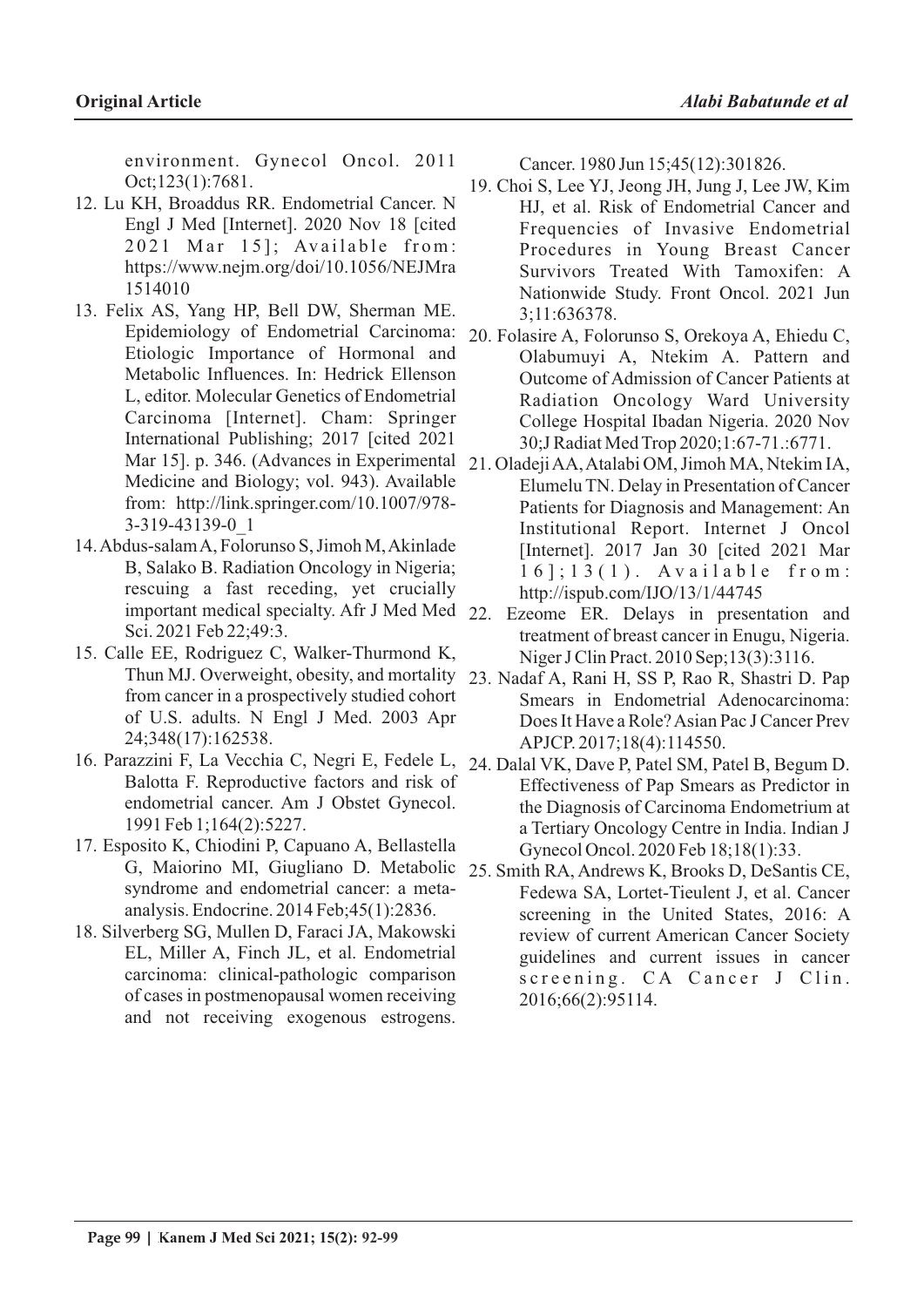environment. Gynecol Oncol. 2011 Oct;123(1):7681.

12. Lu KH, Broaddus RR. Endometrial Cancer. N Engl J Med [Internet]. 2020 Nov 18 [cited 2021 Mar 15]; Available from: https://www.nejm.org/doi/10.1056/NEJMra1514010
13. Felix AS, Yang HP, Bell DW, Sherman ME. Epidemiology of Endometrial Carcinoma: Etiologic Importance of Hormonal and Metabolic Influences. In: Hedrick Ellenson L, editor. Molecular Genetics of Endometrial Carcinoma [Internet]. Cham: Springer International Publishing; 2017 [cited 2021 Mar 15]. p. 346. (Advances in Experimental Medicine and Biology; vol. 943). Available from: http://link.springer.com/10.1007/978-3-319-43139-0_1
14. Abdus-salam A, Folorunso S, Jimoh M, Akinlade B, Salako B. Radiation Oncology in Nigeria; rescuing a fast receding, yet crucially important medical specialty. Afr J Med Med Sci. 2021 Feb 22;49:3.
15. Calle EE, Rodriguez C, Walker-Thurmond K, Thun MJ. Overweight, obesity, and mortality from cancer in a prospectively studied cohort of U.S. adults. N Engl J Med. 2003 Apr 24;348(17):162538.
16. Parazzini F, La Vecchia C, Negri E, Fedele L, Balotta F. Reproductive factors and risk of endometrial cancer. Am J Obstet Gynecol. 1991 Feb 1;164(2):5227.
17. Esposito K, Chiodini P, Capuano A, Bellastella G, Maiorino MI, Giugliano D. Metabolic syndrome and endometrial cancer: a meta-analysis. Endocrine. 2014 Feb;45(1):2836.
18. Silverberg SG, Mullen D, Faraci JA, Makowski EL, Miller A, Finch JL, et al. Endometrial carcinoma: clinical-pathologic comparison of cases in postmenopausal women receiving and not receiving exogenous estrogens. Cancer. 1980 Jun 15;45(12):301826.
19. Choi S, Lee YJ, Jeong JH, Jung J, Lee JW, Kim HJ, et al. Risk of Endometrial Cancer and Frequencies of Invasive Endometrial Procedures in Young Breast Cancer Survivors Treated With Tamoxifen: A Nationwide Study. Front Oncol. 2021 Jun 3;11:636378.
20. Folasire A, Folorunso S, Orekoya A, Ehiedu C, Olabumuyi A, Ntekim A. Pattern and Outcome of Admission of Cancer Patients at Radiation Oncology Ward University College Hospital Ibadan Nigeria. 2020 Nov 30;J Radiat Med Trop 2020;1:67-71.:6771.
21. Oladeji AA, Atalabi OM, Jimoh MA, Ntekim IA, Elumelu TN. Delay in Presentation of Cancer Patients for Diagnosis and Management: An Institutional Report. Internet J Oncol [Internet]. 2017 Jan 30 [cited 2021 Mar 16];13(1). Available from: http://ispub.com/IJO/13/1/44745
22. Ezeome ER. Delays in presentation and treatment of breast cancer in Enugu, Nigeria. Niger J Clin Pract. 2010 Sep;13(3):3116.
23. Nadaf A, Rani H, SS P, Rao R, Shastri D. Pap Smears in Endometrial Adenocarcinoma: Does It Have a Role? Asian Pac J Cancer Prev APJCP. 2017;18(4):114550.
24. Dalal VK, Dave P, Patel SM, Patel B, Begum D. Effectiveness of Pap Smears as Predictor in the Diagnosis of Carcinoma Endometrium at a Tertiary Oncology Centre in India. Indian J Gynecol Oncol. 2020 Feb 18;18(1):33.
25. Smith RA, Andrews K, Brooks D, DeSantis CE, Fedewa SA, Lortet-Tieulent J, et al. Cancer screening in the United States, 2016: A review of current American Cancer Society guidelines and current issues in cancer screening. CA Cancer J Clin. 2016;66(2):95114.